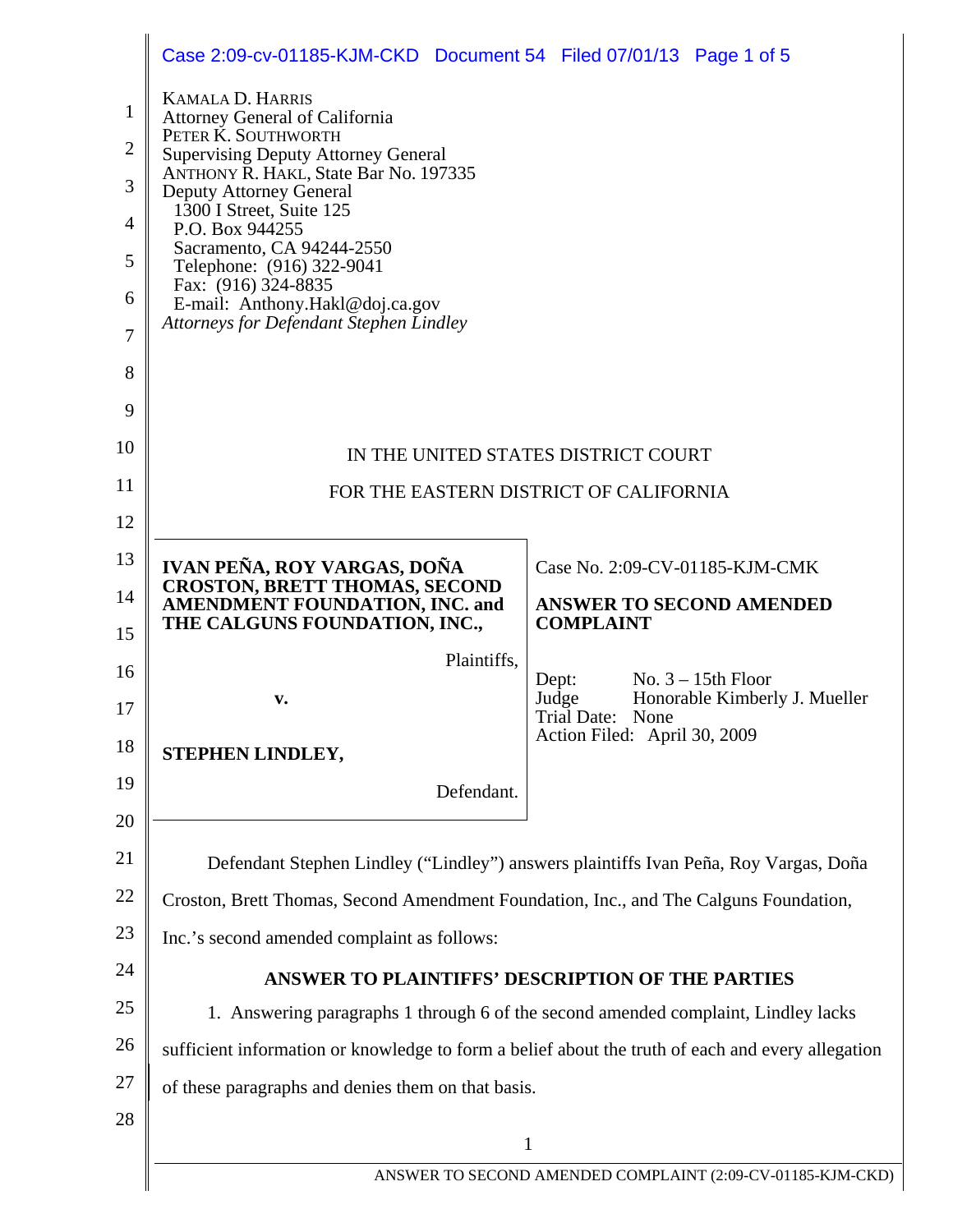KAMALA D. HARRIS
Attorney General of California
PETER K. SOUTHWORTH
Supervising Deputy Attorney General
ANTHONY R. HAKL, State Bar No. 197335
Deputy Attorney General
1300 I Street, Suite 125
P.O. Box 944255
Sacramento, CA 94244-2550
Telephone: (916) 322-9041
Fax: (916) 324-8835
E-mail: Anthony.Hakl@doj.ca.gov
*Attorneys for Defendant Stephen Lindley*

IN THE UNITED STATES DISTRICT COURT

FOR THE EASTERN DISTRICT OF CALIFORNIA

| | |
|---|---|
| **IVAN PEÑA, ROY VARGAS, DOÑA CROSTON, BRETT THOMAS, SECOND AMENDMENT FOUNDATION, INC. and THE CALGUNS FOUNDATION, INC.,**<br><br>Plaintiffs,<br><br>**v.**<br><br>**STEPHEN LINDLEY,**<br><br>Defendant. | Case No. 2:09-CV-01185-KJM-CMK<br><br>**ANSWER TO SECOND AMENDED COMPLAINT**<br><br>Dept: No. 3 – 15th Floor<br>Judge Honorable Kimberly J. Mueller<br>Trial Date: None<br>Action Filed: April 30, 2009 |

Defendant Stephen Lindley ("Lindley") answers plaintiffs Ivan Peña, Roy Vargas, Doña Croston, Brett Thomas, Second Amendment Foundation, Inc., and The Calguns Foundation, Inc.'s second amended complaint as follows:

## ANSWER TO PLAINTIFFS' DESCRIPTION OF THE PARTIES

1. Answering paragraphs 1 through 6 of the second amended complaint, Lindley lacks sufficient information or knowledge to form a belief about the truth of each and every allegation of these paragraphs and denies them on that basis.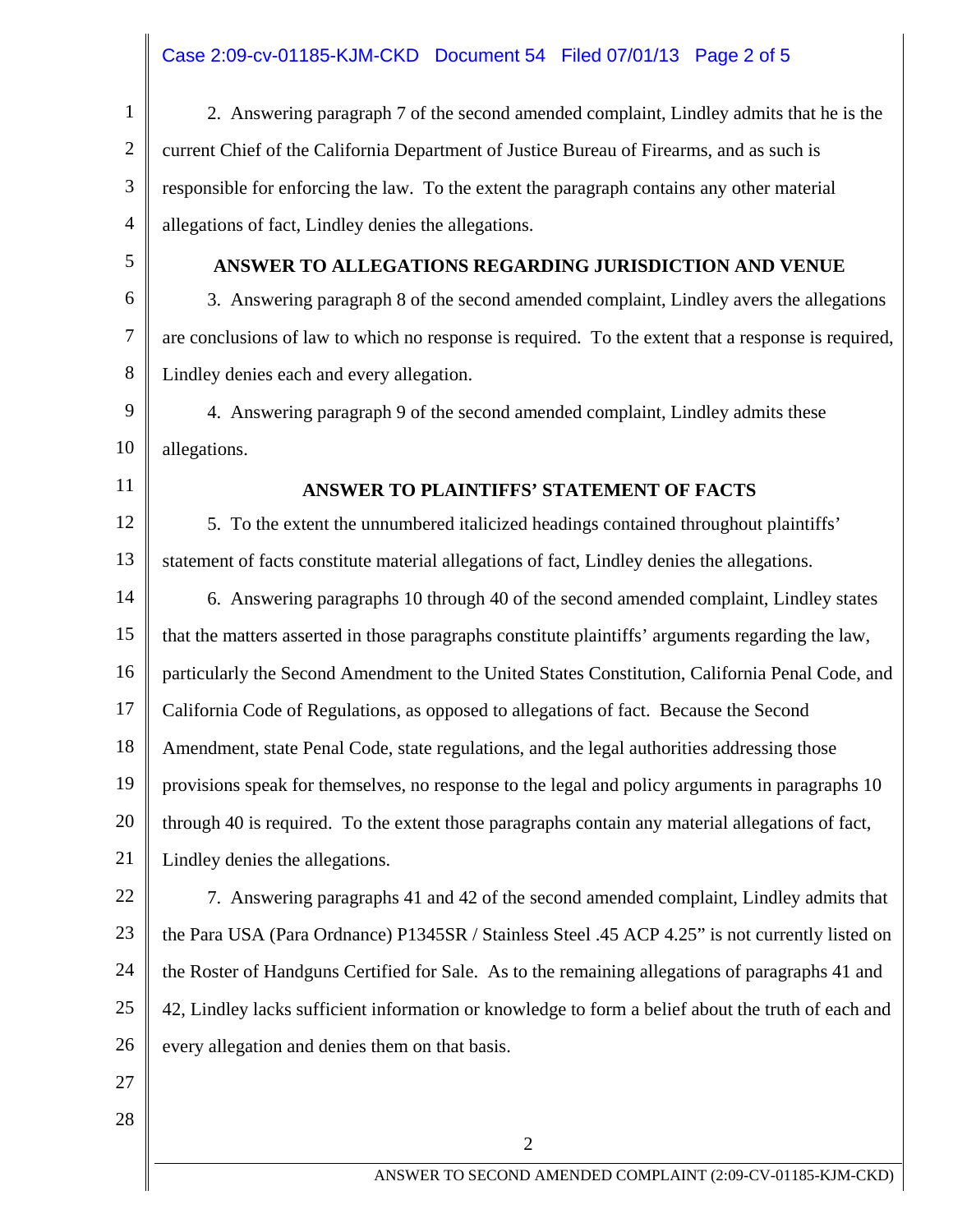2. Answering paragraph 7 of the second amended complaint, Lindley admits that he is the current Chief of the California Department of Justice Bureau of Firearms, and as such is responsible for enforcing the law. To the extent the paragraph contains any other material allegations of fact, Lindley denies the allegations.

## ANSWER TO ALLEGATIONS REGARDING JURISDICTION AND VENUE

3. Answering paragraph 8 of the second amended complaint, Lindley avers the allegations are conclusions of law to which no response is required. To the extent that a response is required, Lindley denies each and every allegation.

4. Answering paragraph 9 of the second amended complaint, Lindley admits these allegations.

## ANSWER TO PLAINTIFFS' STATEMENT OF FACTS

5. To the extent the unnumbered italicized headings contained throughout plaintiffs' statement of facts constitute material allegations of fact, Lindley denies the allegations.

6. Answering paragraphs 10 through 40 of the second amended complaint, Lindley states that the matters asserted in those paragraphs constitute plaintiffs' arguments regarding the law, particularly the Second Amendment to the United States Constitution, California Penal Code, and California Code of Regulations, as opposed to allegations of fact. Because the Second Amendment, state Penal Code, state regulations, and the legal authorities addressing those provisions speak for themselves, no response to the legal and policy arguments in paragraphs 10 through 40 is required. To the extent those paragraphs contain any material allegations of fact, Lindley denies the allegations.

7. Answering paragraphs 41 and 42 of the second amended complaint, Lindley admits that the Para USA (Para Ordnance) P1345SR / Stainless Steel .45 ACP 4.25" is not currently listed on the Roster of Handguns Certified for Sale. As to the remaining allegations of paragraphs 41 and 42, Lindley lacks sufficient information or knowledge to form a belief about the truth of each and every allegation and denies them on that basis.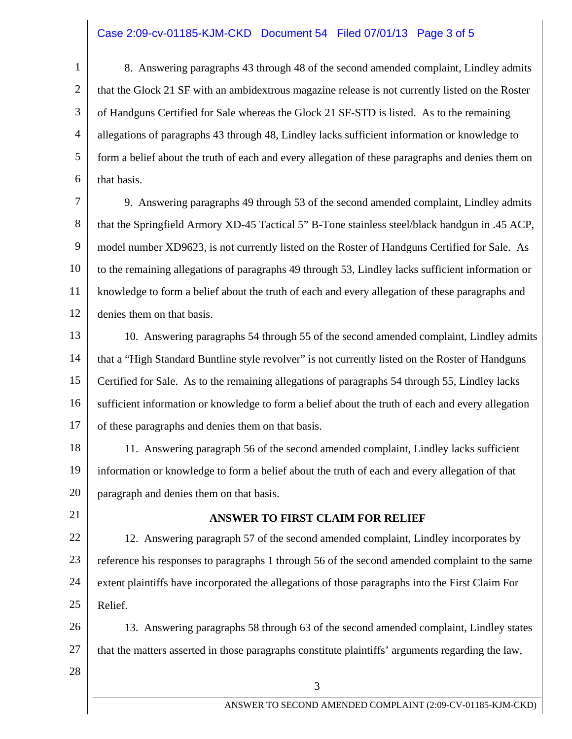8. Answering paragraphs 43 through 48 of the second amended complaint, Lindley admits that the Glock 21 SF with an ambidextrous magazine release is not currently listed on the Roster of Handguns Certified for Sale whereas the Glock 21 SF-STD is listed. As to the remaining allegations of paragraphs 43 through 48, Lindley lacks sufficient information or knowledge to form a belief about the truth of each and every allegation of these paragraphs and denies them on that basis.

9. Answering paragraphs 49 through 53 of the second amended complaint, Lindley admits that the Springfield Armory XD-45 Tactical 5" B-Tone stainless steel/black handgun in .45 ACP, model number XD9623, is not currently listed on the Roster of Handguns Certified for Sale. As to the remaining allegations of paragraphs 49 through 53, Lindley lacks sufficient information or knowledge to form a belief about the truth of each and every allegation of these paragraphs and denies them on that basis.

10. Answering paragraphs 54 through 55 of the second amended complaint, Lindley admits that a "High Standard Buntline style revolver" is not currently listed on the Roster of Handguns Certified for Sale. As to the remaining allegations of paragraphs 54 through 55, Lindley lacks sufficient information or knowledge to form a belief about the truth of each and every allegation of these paragraphs and denies them on that basis.

11. Answering paragraph 56 of the second amended complaint, Lindley lacks sufficient information or knowledge to form a belief about the truth of each and every allegation of that paragraph and denies them on that basis.

## ANSWER TO FIRST CLAIM FOR RELIEF

12. Answering paragraph 57 of the second amended complaint, Lindley incorporates by reference his responses to paragraphs 1 through 56 of the second amended complaint to the same extent plaintiffs have incorporated the allegations of those paragraphs into the First Claim For Relief.

13. Answering paragraphs 58 through 63 of the second amended complaint, Lindley states that the matters asserted in those paragraphs constitute plaintiffs' arguments regarding the law,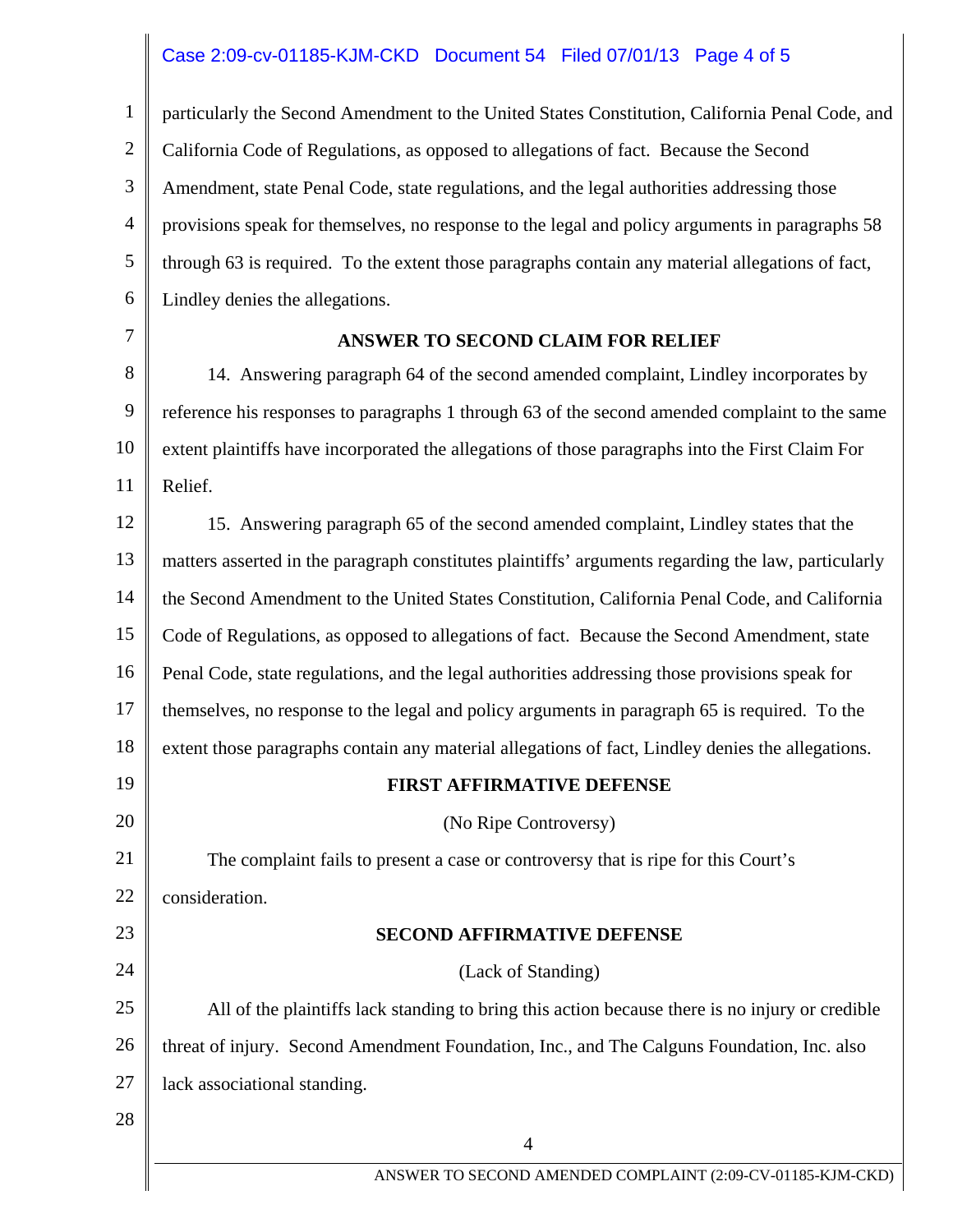particularly the Second Amendment to the United States Constitution, California Penal Code, and California Code of Regulations, as opposed to allegations of fact. Because the Second Amendment, state Penal Code, state regulations, and the legal authorities addressing those provisions speak for themselves, no response to the legal and policy arguments in paragraphs 58 through 63 is required. To the extent those paragraphs contain any material allegations of fact, Lindley denies the allegations.

**ANSWER TO SECOND CLAIM FOR RELIEF**

14. Answering paragraph 64 of the second amended complaint, Lindley incorporates by reference his responses to paragraphs 1 through 63 of the second amended complaint to the same extent plaintiffs have incorporated the allegations of those paragraphs into the First Claim For Relief.

15. Answering paragraph 65 of the second amended complaint, Lindley states that the matters asserted in the paragraph constitutes plaintiffs' arguments regarding the law, particularly the Second Amendment to the United States Constitution, California Penal Code, and California Code of Regulations, as opposed to allegations of fact. Because the Second Amendment, state Penal Code, state regulations, and the legal authorities addressing those provisions speak for themselves, no response to the legal and policy arguments in paragraph 65 is required. To the extent those paragraphs contain any material allegations of fact, Lindley denies the allegations.

**FIRST AFFIRMATIVE DEFENSE**

(No Ripe Controversy)

The complaint fails to present a case or controversy that is ripe for this Court's consideration.

**SECOND AFFIRMATIVE DEFENSE**

(Lack of Standing)

All of the plaintiffs lack standing to bring this action because there is no injury or credible threat of injury. Second Amendment Foundation, Inc., and The Calguns Foundation, Inc. also lack associational standing.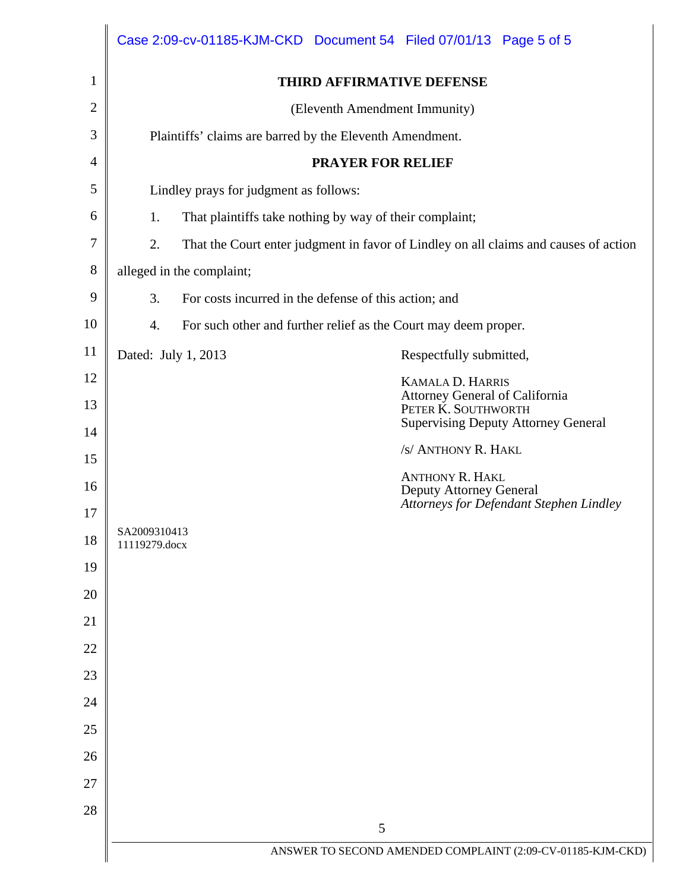**THIRD AFFIRMATIVE DEFENSE**

(Eleventh Amendment Immunity)

Plaintiffs' claims are barred by the Eleventh Amendment.

**PRAYER FOR RELIEF**

Lindley prays for judgment as follows:

1. That plaintiffs take nothing by way of their complaint;

2. That the Court enter judgment in favor of Lindley on all claims and causes of action alleged in the complaint;

3. For costs incurred in the defense of this action; and

4. For such other and further relief as the Court may deem proper.

Dated: July 1, 2013

Respectfully submitted,

KAMALA D. HARRIS
Attorney General of California
PETER K. SOUTHWORTH
Supervising Deputy Attorney General

/s/ ANTHONY R. HAKL

ANTHONY R. HAKL
Deputy Attorney General
*Attorneys for Defendant Stephen Lindley*

SA2009310413
11119279.docx